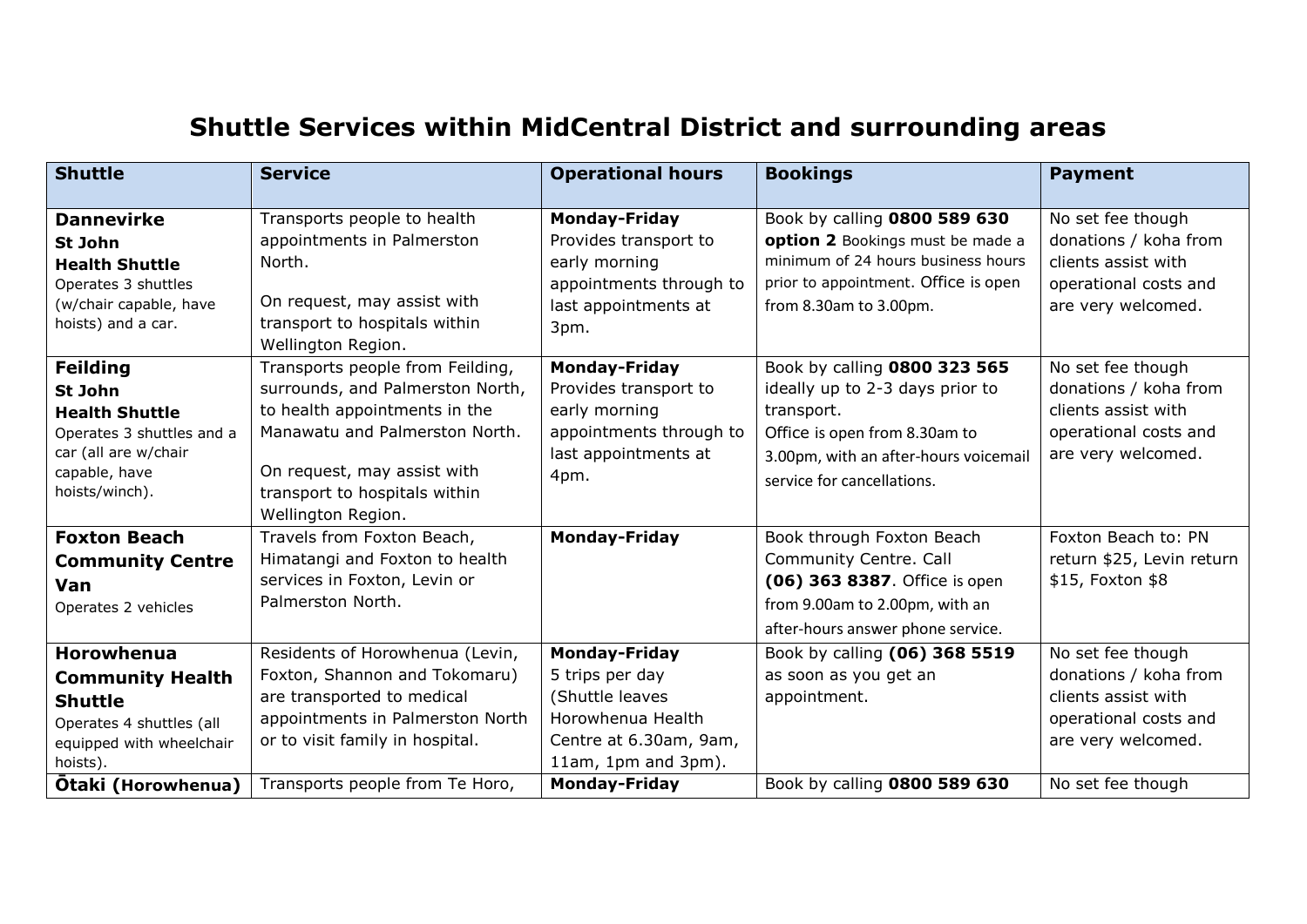# Shuttle Services within MidCentral District and surrounding areas

| Shuttle | Service | Operational hours | Bookings | Payment |
|---|---|---|---|---|
| **Dannevirke St John Health Shuttle** Operates 3 shuttles (w/chair capable, have hoists) and a car. | Transports people to health appointments in Palmerston North. On request, may assist with transport to hospitals within Wellington Region. | **Monday-Friday** Provides transport to early morning appointments through to last appointments at 3pm. | Book by calling **0800 589 630 option 2** Bookings must be made a minimum of 24 hours business hours prior to appointment. Office is open from 8.30am to 3.00pm. | No set fee though donations / koha from clients assist with operational costs and are very welcomed. |
| **Feilding St John Health Shuttle** Operates 3 shuttles and a car (all are w/chair capable, have hoists/winch). | Transports people from Feilding, surrounds, and Palmerston North, to health appointments in the Manawatu and Palmerston North. On request, may assist with transport to hospitals within Wellington Region. | **Monday-Friday** Provides transport to early morning appointments through to last appointments at 4pm. | Book by calling **0800 323 565** ideally up to 2-3 days prior to transport. Office is open from 8.30am to 3.00pm, with an after-hours voicemail service for cancellations. | No set fee though donations / koha from clients assist with operational costs and are very welcomed. |
| **Foxton Beach Community Centre Van** Operates 2 vehicles | Travels from Foxton Beach, Himatangi and Foxton to health services in Foxton, Levin or Palmerston North. | **Monday-Friday** | Book through Foxton Beach Community Centre. Call **(06) 363 8387**. Office is open from 9.00am to 2.00pm, with an after-hours answer phone service. | Foxton Beach to: PN return $25, Levin return $15, Foxton $8 |
| **Horowhenua Community Health Shuttle** Operates 4 shuttles (all equipped with wheelchair hoists). | Residents of Horowhenua (Levin, Foxton, Shannon and Tokomaru) are transported to medical appointments in Palmerston North or to visit family in hospital. | **Monday-Friday** 5 trips per day (Shuttle leaves Horowhenua Health Centre at 6.30am, 9am, 11am, 1pm and 3pm). | Book by calling **(06) 368 5519** as soon as you get an appointment. | No set fee though donations / koha from clients assist with operational costs and are very welcomed. |
| **Ōtaki (Horowhenua)** | Transports people from Te Horo, | **Monday-Friday** | Book by calling **0800 589 630** | No set fee though |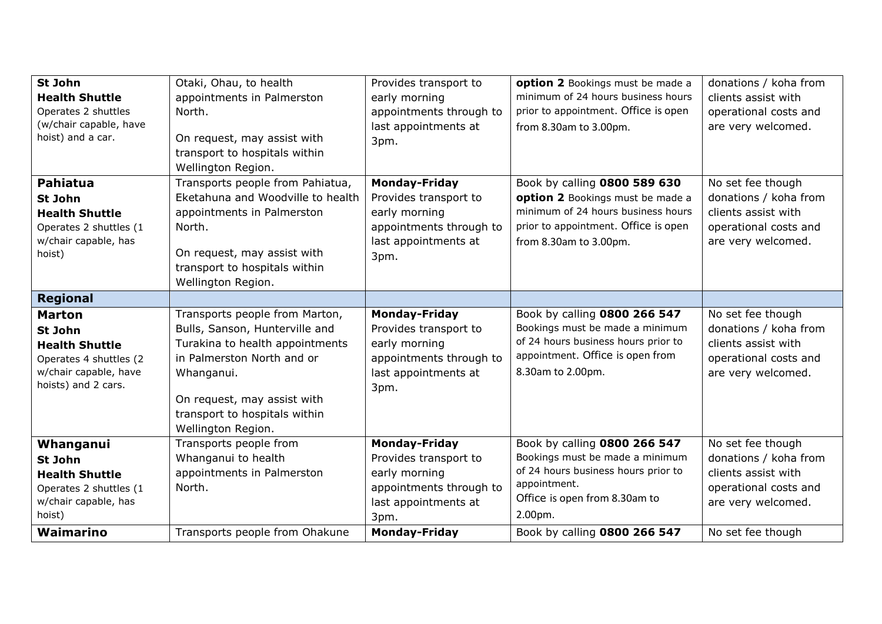| | | | | |
|---|---|---|---|---|
| **St John** **Health Shuttle** Operates 2 shuttles (w/chair capable, have hoist) and a car. | Otaki, Ohau, to health appointments in Palmerston North. On request, may assist with transport to hospitals within Wellington Region. | Provides transport to early morning appointments through to last appointments at 3pm. | **option 2** Bookings must be made a minimum of 24 hours business hours prior to appointment. Office is open from 8.30am to 3.00pm. | donations / koha from clients assist with operational costs and are very welcomed. |
| **Pahiatua** **St John** **Health Shuttle** Operates 2 shuttles (1 w/chair capable, has hoist) | Transports people from Pahiatua, Eketahuna and Woodville to health appointments in Palmerston North. On request, may assist with transport to hospitals within Wellington Region. | **Monday-Friday** Provides transport to early morning appointments through to last appointments at 3pm. | Book by calling **0800 589 630** **option 2** Bookings must be made a minimum of 24 hours business hours prior to appointment. Office is open from 8.30am to 3.00pm. | No set fee though donations / koha from clients assist with operational costs and are very welcomed. |
| **Regional** | | | | |
| **Marton** **St John** **Health Shuttle** Operates 4 shuttles (2 w/chair capable, have hoists) and 2 cars. | Transports people from Marton, Bulls, Sanson, Hunterville and Turakina to health appointments in Palmerston North and or Whanganui. On request, may assist with transport to hospitals within Wellington Region. | **Monday-Friday** Provides transport to early morning appointments through to last appointments at 3pm. | Book by calling **0800 266 547** Bookings must be made a minimum of 24 hours business hours prior to appointment. Office is open from 8.30am to 2.00pm. | No set fee though donations / koha from clients assist with operational costs and are very welcomed. |
| **Whanganui** **St John** **Health Shuttle** Operates 2 shuttles (1 w/chair capable, has hoist) | Transports people from Whanganui to health appointments in Palmerston North. | **Monday-Friday** Provides transport to early morning appointments through to last appointments at 3pm. | Book by calling **0800 266 547** Bookings must be made a minimum of 24 hours business hours prior to appointment. Office is open from 8.30am to 2.00pm. | No set fee though donations / koha from clients assist with operational costs and are very welcomed. |
| **Waimarino** | Transports people from Ohakune | **Monday-Friday** | Book by calling **0800 266 547** | No set fee though |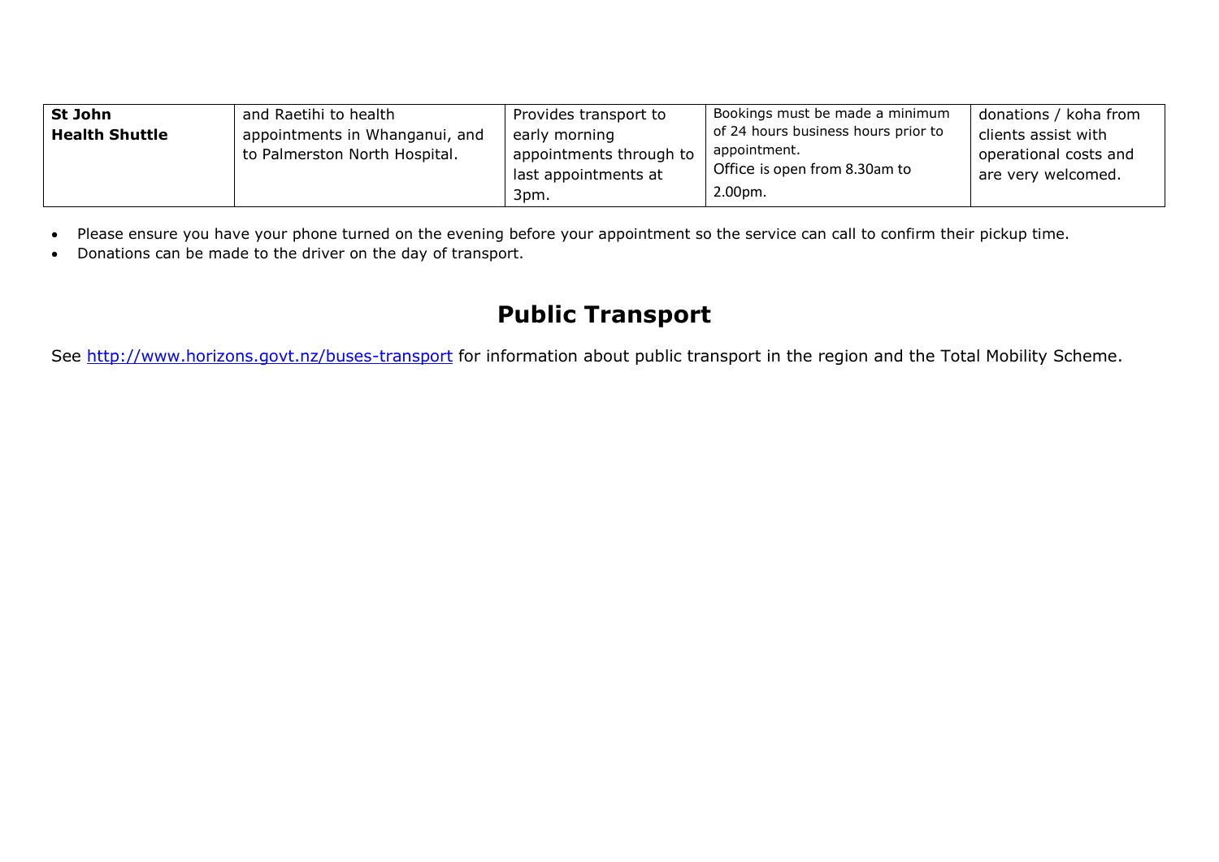| | | | | |
|---|---|---|---|---|
| **St John Health Shuttle** | and Raetihi to health appointments in Whanganui, and to Palmerston North Hospital. | Provides transport to early morning appointments through to last appointments at 3pm. | Bookings must be made a minimum of 24 hours business hours prior to appointment. Office is open from 8.30am to 2.00pm. | donations / koha from clients assist with operational costs and are very welcomed. |

- Please ensure you have your phone turned on the evening before your appointment so the service can call to confirm their pickup time.
- Donations can be made to the driver on the day of transport.

# Public Transport

See [http://www.horizons.govt.nz/buses-transport](http://www.horizons.govt.nz/buses-transport) for information about public transport in the region and the Total Mobility Scheme.